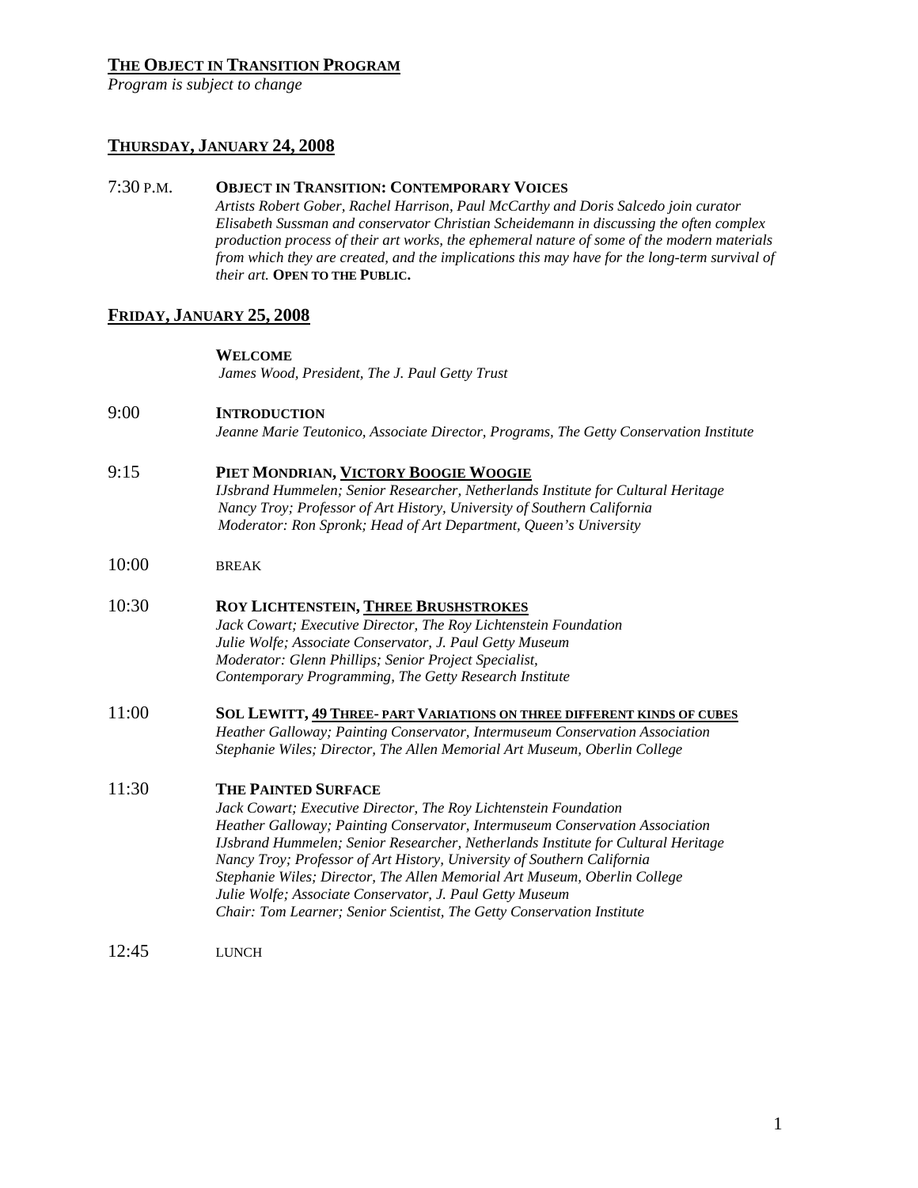## THE OBJECT IN TRANSITION PROGRAM

*Program is subject to change*

### THURSDAY, JANUARY 24, 2008

7:30 P.M. **OBJECT IN TRANSITION: CONTEMPORARY VOICES**
*Artists Robert Gober, Rachel Harrison, Paul McCarthy and Doris Salcedo join curator Elisabeth Sussman and conservator Christian Scheidemann in discussing the often complex production process of their art works, the ephemeral nature of some of the modern materials from which they are created, and the implications this may have for the long-term survival of their art.* **OPEN TO THE PUBLIC.**

### FRIDAY, JANUARY 25, 2008

**WELCOME**
*James Wood, President, The J. Paul Getty Trust*

9:00 **INTRODUCTION**
*Jeanne Marie Teutonico, Associate Director, Programs, The Getty Conservation Institute*

9:15 **PIET MONDRIAN, VICTORY BOOGIE WOOGIE**
*IJsbrand Hummelen; Senior Researcher, Netherlands Institute for Cultural Heritage*
*Nancy Troy; Professor of Art History, University of Southern California*
*Moderator: Ron Spronk; Head of Art Department, Queen's University*

10:00 BREAK

10:30 **ROY LICHTENSTEIN, THREE BRUSHSTROKES**
*Jack Cowart; Executive Director, The Roy Lichtenstein Foundation*
*Julie Wolfe; Associate Conservator, J. Paul Getty Museum*
*Moderator: Glenn Phillips; Senior Project Specialist, Contemporary Programming, The Getty Research Institute*

11:00 **SOL LEWITT, 49 THREE- PART VARIATIONS ON THREE DIFFERENT KINDS OF CUBES**
*Heather Galloway; Painting Conservator, Intermuseum Conservation Association*
*Stephanie Wiles; Director, The Allen Memorial Art Museum, Oberlin College*

11:30 **THE PAINTED SURFACE**
*Jack Cowart; Executive Director, The Roy Lichtenstein Foundation*
*Heather Galloway; Painting Conservator, Intermuseum Conservation Association*
*IJsbrand Hummelen; Senior Researcher, Netherlands Institute for Cultural Heritage*
*Nancy Troy; Professor of Art History, University of Southern California*
*Stephanie Wiles; Director, The Allen Memorial Art Museum, Oberlin College*
*Julie Wolfe; Associate Conservator, J. Paul Getty Museum*
*Chair: Tom Learner; Senior Scientist, The Getty Conservation Institute*

12:45 LUNCH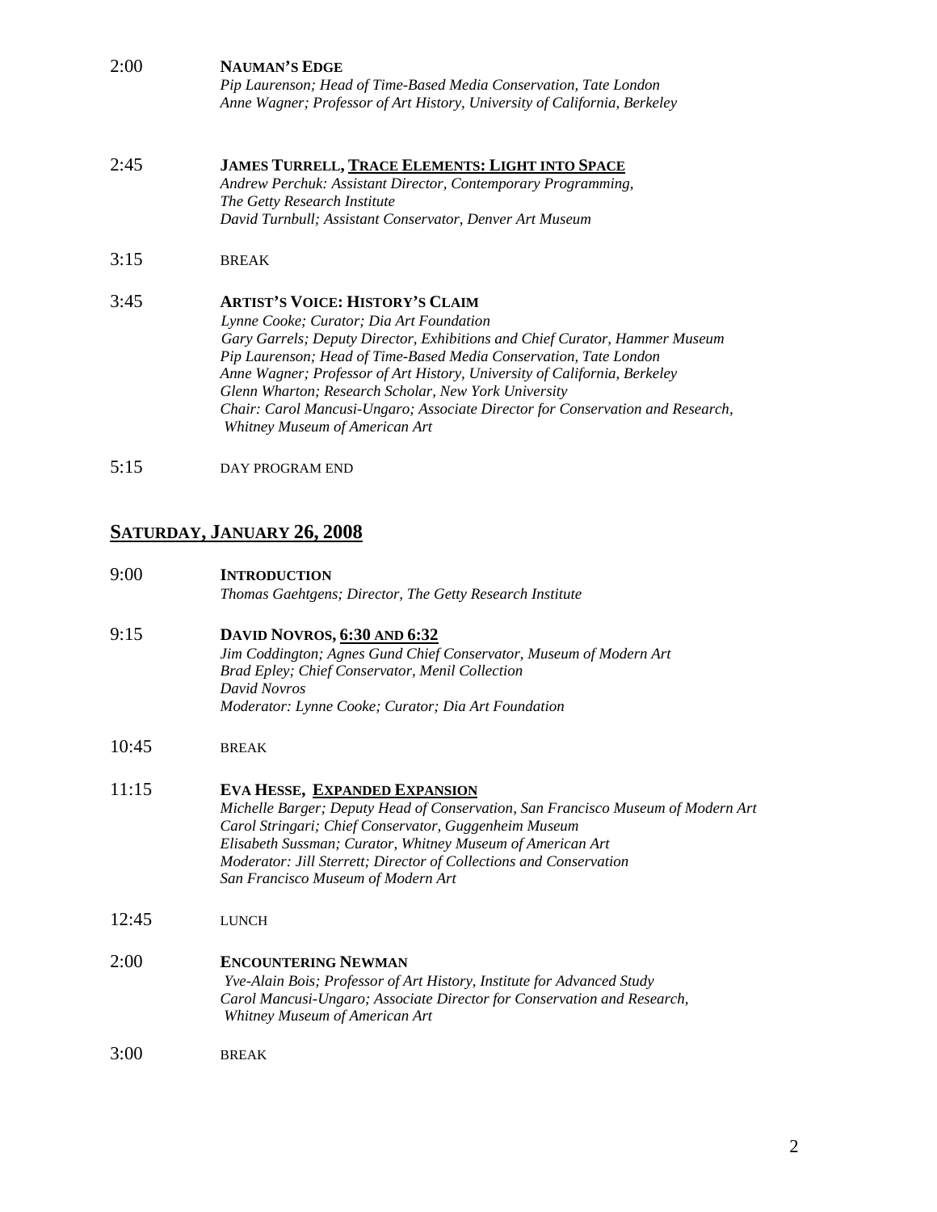2:00 **NAUMAN'S EDGE**
*Pip Laurenson; Head of Time-Based Media Conservation, Tate London*
*Anne Wagner; Professor of Art History, University of California, Berkeley*

2:45 **JAMES TURRELL, TRACE ELEMENTS: LIGHT INTO SPACE**
*Andrew Perchuk: Assistant Director, Contemporary Programming, The Getty Research Institute*
*David Turnbull; Assistant Conservator, Denver Art Museum*

3:15 BREAK

3:45 **ARTIST'S VOICE: HISTORY'S CLAIM**
*Lynne Cooke; Curator; Dia Art Foundation*
*Gary Garrels; Deputy Director, Exhibitions and Chief Curator, Hammer Museum*
*Pip Laurenson; Head of Time-Based Media Conservation, Tate London*
*Anne Wagner; Professor of Art History, University of California, Berkeley*
*Glenn Wharton; Research Scholar, New York University*
*Chair: Carol Mancusi-Ungaro; Associate Director for Conservation and Research, Whitney Museum of American Art*

5:15 DAY PROGRAM END

## SATURDAY, JANUARY 26, 2008

9:00 **INTRODUCTION**
*Thomas Gaehtgens; Director, The Getty Research Institute*

9:15 **DAVID NOVROS, 6:30 AND 6:32**
*Jim Coddington; Agnes Gund Chief Conservator, Museum of Modern Art*
*Brad Epley; Chief Conservator, Menil Collection*
*David Novros*
*Moderator: Lynne Cooke; Curator; Dia Art Foundation*

10:45 BREAK

11:15 **EVA HESSE, EXPANDED EXPANSION**
*Michelle Barger; Deputy Head of Conservation, San Francisco Museum of Modern Art*
*Carol Stringari; Chief Conservator, Guggenheim Museum*
*Elisabeth Sussman; Curator, Whitney Museum of American Art*
*Moderator: Jill Sterrett; Director of Collections and Conservation San Francisco Museum of Modern Art*

12:45 LUNCH

2:00 **ENCOUNTERING NEWMAN**
*Yve-Alain Bois; Professor of Art History, Institute for Advanced Study*
*Carol Mancusi-Ungaro; Associate Director for Conservation and Research, Whitney Museum of American Art*

3:00 BREAK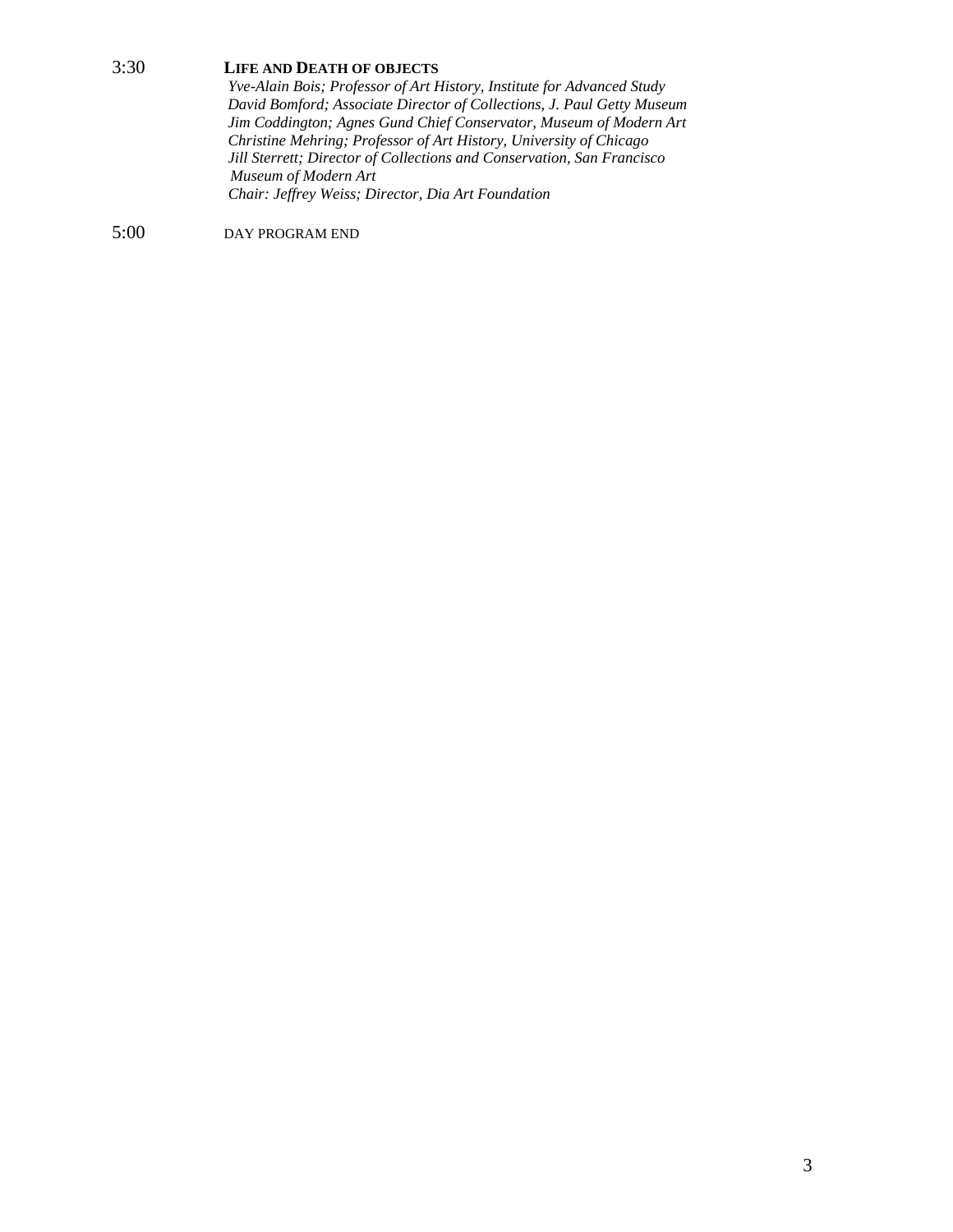3:30 **LIFE AND DEATH OF OBJECTS**

*Yve-Alain Bois; Professor of Art History, Institute for Advanced Study*
*David Bomford; Associate Director of Collections, J. Paul Getty Museum*
*Jim Coddington; Agnes Gund Chief Conservator, Museum of Modern Art*
*Christine Mehring; Professor of Art History, University of Chicago*
*Jill Sterrett; Director of Collections and Conservation, San Francisco Museum of Modern Art*
*Chair: Jeffrey Weiss; Director, Dia Art Foundation*

5:00 DAY PROGRAM END